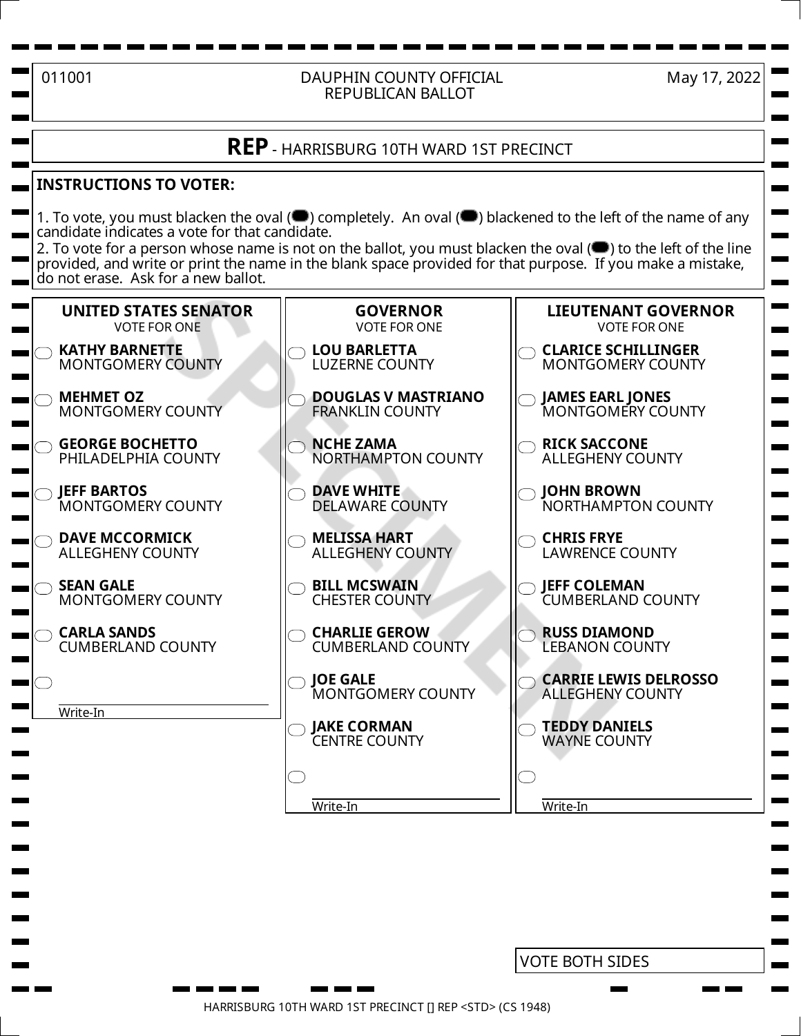011001

DAUPHIN COUNTY OFFICIAL
REPUBLICAN BALLOT

May 17, 2022

# **REP** - HARRISBURG 10TH WARD 1ST PRECINCT

**INSTRUCTIONS TO VOTER:**

1. To vote, you must blacken the oval (⬬) completely. An oval (⬬) blackened to the left of the name of any candidate indicates a vote for that candidate.
2. To vote for a person whose name is not on the ballot, you must blacken the oval (⬬) to the left of the line provided, and write or print the name in the blank space provided for that purpose. If you make a mistake, do not erase. Ask for a new ballot.

## UNITED STATES SENATOR
VOTE FOR ONE

- **KATHY BARNETTE** MONTGOMERY COUNTY
- **MEHMET OZ** MONTGOMERY COUNTY
- **GEORGE BOCHETTO** PHILADELPHIA COUNTY
- **JEFF BARTOS** MONTGOMERY COUNTY
- **DAVE MCCORMICK** ALLEGHENY COUNTY
- **SEAN GALE** MONTGOMERY COUNTY
- **CARLA SANDS** CUMBERLAND COUNTY
- Write-In

## GOVERNOR
VOTE FOR ONE

- **LOU BARLETTA** LUZERNE COUNTY
- **DOUGLAS V MASTRIANO** FRANKLIN COUNTY
- **NCHE ZAMA** NORTHAMPTON COUNTY
- **DAVE WHITE** DELAWARE COUNTY
- **MELISSA HART** ALLEGHENY COUNTY
- **BILL MCSWAIN** CHESTER COUNTY
- **CHARLIE GEROW** CUMBERLAND COUNTY
- **JOE GALE** MONTGOMERY COUNTY
- **JAKE CORMAN** CENTRE COUNTY
- Write-In

## LIEUTENANT GOVERNOR
VOTE FOR ONE

- **CLARICE SCHILLINGER** MONTGOMERY COUNTY
- **JAMES EARL JONES** MONTGOMERY COUNTY
- **RICK SACCONE** ALLEGHENY COUNTY
- **JOHN BROWN** NORTHAMPTON COUNTY
- **CHRIS FRYE** LAWRENCE COUNTY
- **JEFF COLEMAN** CUMBERLAND COUNTY
- **RUSS DIAMOND** LEBANON COUNTY
- **CARRIE LEWIS DELROSSO** ALLEGHENY COUNTY
- **TEDDY DANIELS** WAYNE COUNTY
- Write-In

VOTE BOTH SIDES

HARRISBURG 10TH WARD 1ST PRECINCT [] REP <STD> (CS 1948)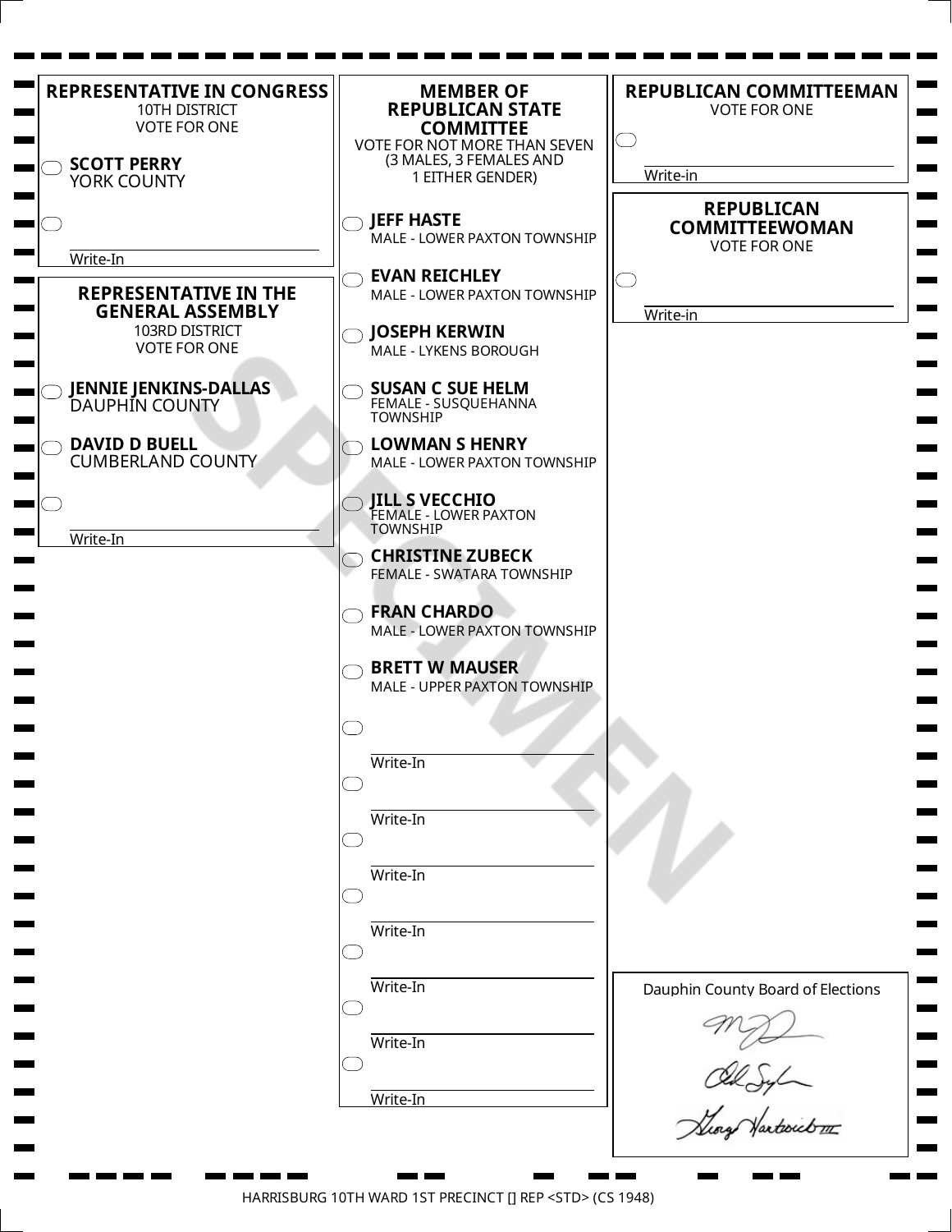## REPRESENTATIVE IN CONGRESS

10TH DISTRICT
VOTE FOR ONE

- **SCOTT PERRY**
  YORK COUNTY
- Write-In

## REPRESENTATIVE IN THE GENERAL ASSEMBLY

103RD DISTRICT
VOTE FOR ONE

- **JENNIE JENKINS-DALLAS**
  DAUPHIN COUNTY
- **DAVID D BUELL**
  CUMBERLAND COUNTY
- Write-In

## MEMBER OF REPUBLICAN STATE COMMITTEE

VOTE FOR NOT MORE THAN SEVEN
(3 MALES, 3 FEMALES AND
1 EITHER GENDER)

- **JEFF HASTE**
  MALE - LOWER PAXTON TOWNSHIP
- **EVAN REICHLEY**
  MALE - LOWER PAXTON TOWNSHIP
- **JOSEPH KERWIN**
  MALE - LYKENS BOROUGH
- **SUSAN C SUE HELM**
  FEMALE - SUSQUEHANNA TOWNSHIP
- **LOWMAN S HENRY**
  MALE - LOWER PAXTON TOWNSHIP
- **JILL S VECCHIO**
  FEMALE - LOWER PAXTON TOWNSHIP
- **CHRISTINE ZUBECK**
  FEMALE - SWATARA TOWNSHIP
- **FRAN CHARDO**
  MALE - LOWER PAXTON TOWNSHIP
- **BRETT W MAUSER**
  MALE - UPPER PAXTON TOWNSHIP
- Write-In
- Write-In
- Write-In
- Write-In
- Write-In
- Write-In
- Write-In

## REPUBLICAN COMMITTEEMAN

VOTE FOR ONE

- Write-in

## REPUBLICAN COMMITTEEWOMAN

VOTE FOR ONE

- Write-in

Dauphin County Board of Elections

SPECIMEN

HARRISBURG 10TH WARD 1ST PRECINCT [] REP <STD> (CS 1948)